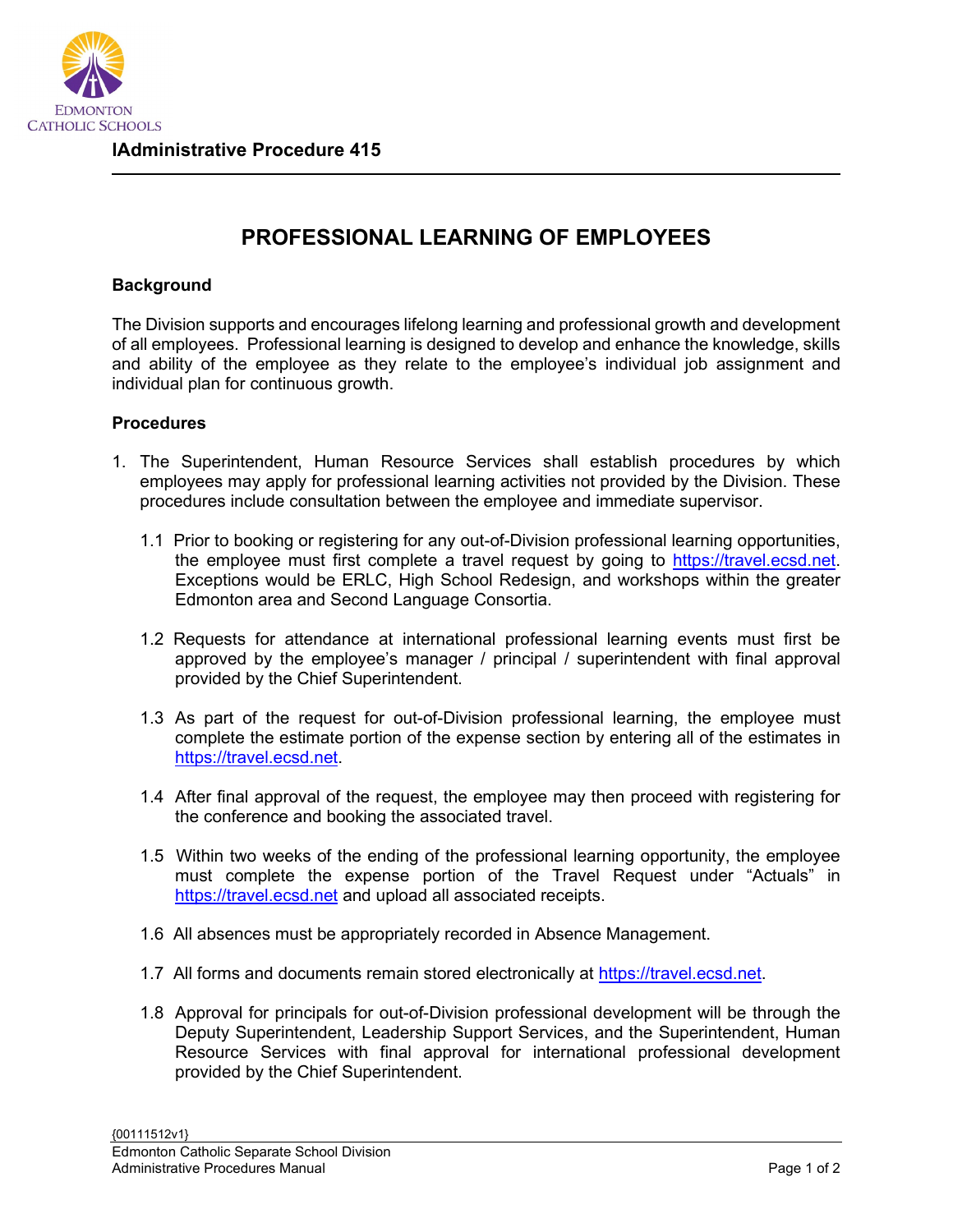**IAdministrative Procedure 415**

# PROFESSIONAL LEARNING OF EMPLOYEES

## Background

The Division supports and encourages lifelong learning and professional growth and development of all employees. Professional learning is designed to develop and enhance the knowledge, skills and ability of the employee as they relate to the employee's individual job assignment and individual plan for continuous growth.

## Procedures

1. The Superintendent, Human Resource Services shall establish procedures by which employees may apply for professional learning activities not provided by the Division. These procedures include consultation between the employee and immediate supervisor.

   1.1 Prior to booking or registering for any out-of-Division professional learning opportunities, the employee must first complete a travel request by going to https://travel.ecsd.net. Exceptions would be ERLC, High School Redesign, and workshops within the greater Edmonton area and Second Language Consortia.

   1.2 Requests for attendance at international professional learning events must first be approved by the employee's manager / principal / superintendent with final approval provided by the Chief Superintendent.

   1.3 As part of the request for out-of-Division professional learning, the employee must complete the estimate portion of the expense section by entering all of the estimates in https://travel.ecsd.net.

   1.4 After final approval of the request, the employee may then proceed with registering for the conference and booking the associated travel.

   1.5 Within two weeks of the ending of the professional learning opportunity, the employee must complete the expense portion of the Travel Request under "Actuals" in https://travel.ecsd.net and upload all associated receipts.

   1.6 All absences must be appropriately recorded in Absence Management.

   1.7 All forms and documents remain stored electronically at https://travel.ecsd.net.

   1.8 Approval for principals for out-of-Division professional development will be through the Deputy Superintendent, Leadership Support Services, and the Superintendent, Human Resource Services with final approval for international professional development provided by the Chief Superintendent.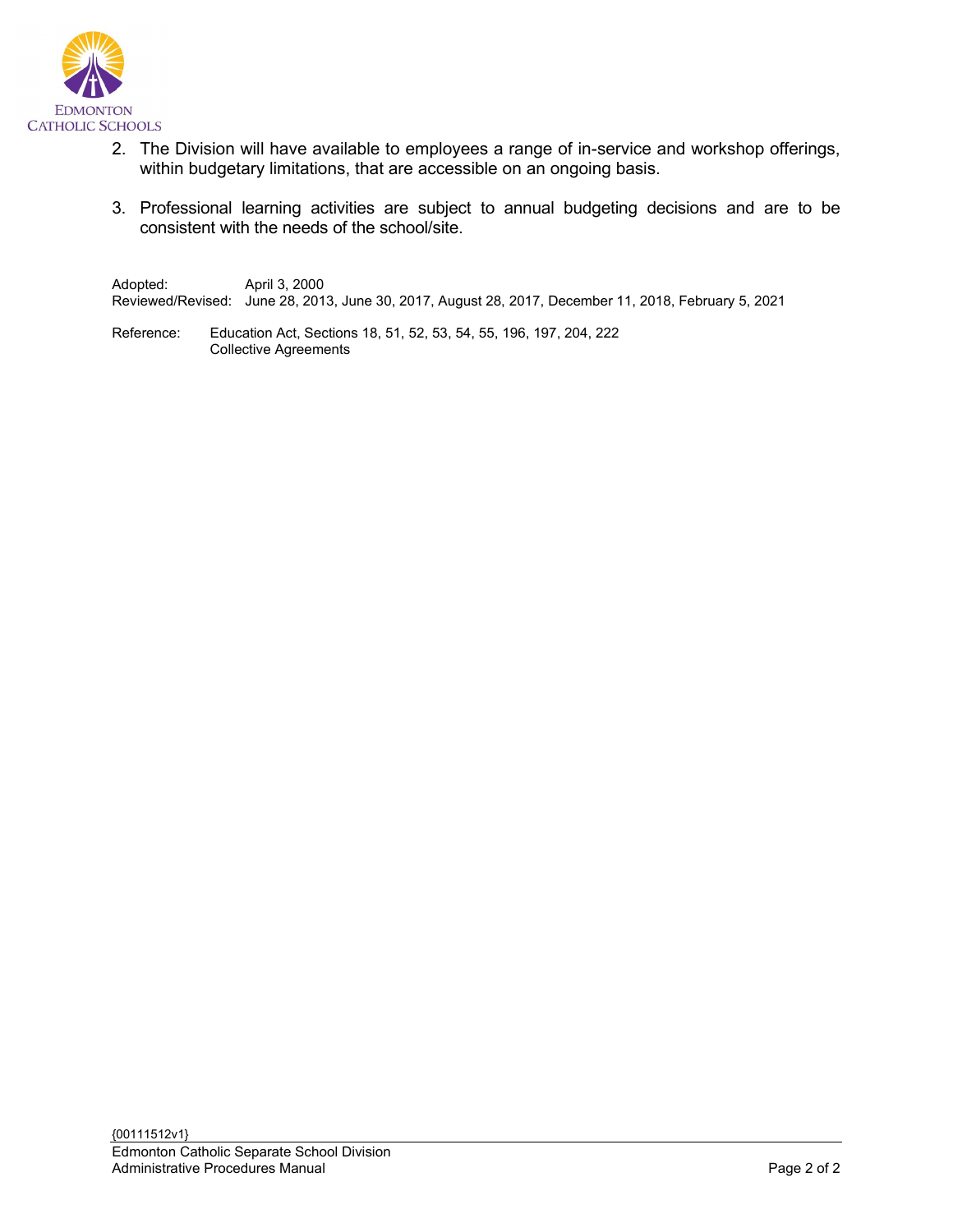2. The Division will have available to employees a range of in-service and workshop offerings, within budgetary limitations, that are accessible on an ongoing basis.

3. Professional learning activities are subject to annual budgeting decisions and are to be consistent with the needs of the school/site.

Adopted: April 3, 2000
Reviewed/Revised: June 28, 2013, June 30, 2017, August 28, 2017, December 11, 2018, February 5, 2021

Reference: Education Act, Sections 18, 51, 52, 53, 54, 55, 196, 197, 204, 222
Collective Agreements

{00111512v1}